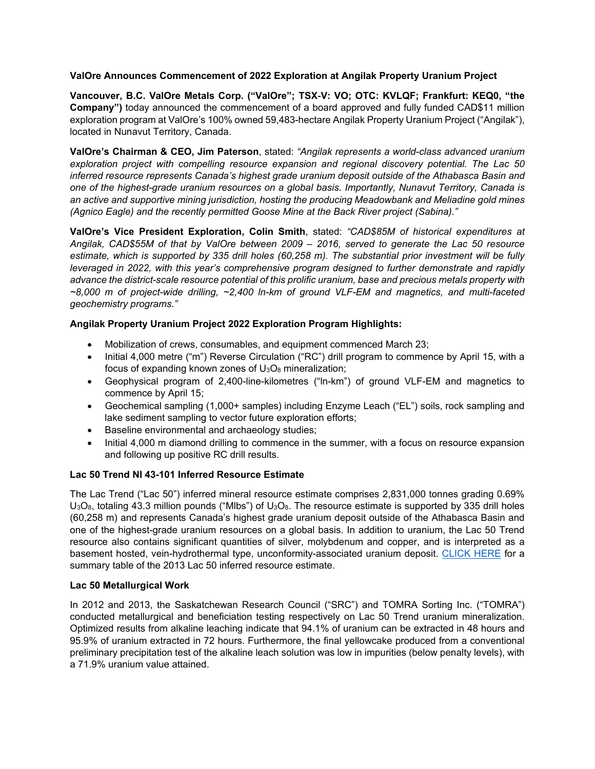**ValOre Announces Commencement of 2022 Exploration at Angilak Property Uranium Project**

**Vancouver, B.C. ValOre Metals Corp. ("ValOre"; TSX-V: VO; OTC: KVLQF; Frankfurt: KEQ0, "the Company")** today announced the commencement of a board approved and fully funded CAD$11 million exploration program at ValOre's 100% owned 59,483-hectare Angilak Property Uranium Project ("Angilak"), located in Nunavut Territory, Canada.

**ValOre's Chairman & CEO, Jim Paterson**, stated: *"Angilak represents a world-class advanced uranium exploration project with compelling resource expansion and regional discovery potential. The Lac 50 inferred resource represents Canada's highest grade uranium deposit outside of the Athabasca Basin and one of the highest-grade uranium resources on a global basis. Importantly, Nunavut Territory, Canada is an active and supportive mining jurisdiction, hosting the producing Meadowbank and Meliadine gold mines (Agnico Eagle) and the recently permitted Goose Mine at the Back River project (Sabina)."*

**ValOre's Vice President Exploration, Colin Smith**, stated: *"CAD$85M of historical expenditures at Angilak, CAD$55M of that by ValOre between 2009 – 2016, served to generate the Lac 50 resource estimate, which is supported by 335 drill holes (60,258 m). The substantial prior investment will be fully leveraged in 2022, with this year's comprehensive program designed to further demonstrate and rapidly advance the district-scale resource potential of this prolific uranium, base and precious metals property with ~8,000 m of project-wide drilling, ~2,400 ln-km of ground VLF-EM and magnetics, and multi-faceted geochemistry programs."*

**Angilak Property Uranium Project 2022 Exploration Program Highlights:**

- Mobilization of crews, consumables, and equipment commenced March 23;
- Initial 4,000 metre ("m") Reverse Circulation ("RC") drill program to commence by April 15, with a focus of expanding known zones of $U_3O_8$ mineralization;
- Geophysical program of 2,400-line-kilometres ("ln-km") of ground VLF-EM and magnetics to commence by April 15;
- Geochemical sampling (1,000+ samples) including Enzyme Leach ("EL") soils, rock sampling and lake sediment sampling to vector future exploration efforts;
- Baseline environmental and archaeology studies;
- Initial 4,000 m diamond drilling to commence in the summer, with a focus on resource expansion and following up positive RC drill results.

**Lac 50 Trend NI 43-101 Inferred Resource Estimate**

The Lac Trend ("Lac 50") inferred mineral resource estimate comprises 2,831,000 tonnes grading 0.69% $U_3O_8$, totaling 43.3 million pounds ("Mlbs") of $U_3O_8$. The resource estimate is supported by 335 drill holes (60,258 m) and represents Canada's highest grade uranium deposit outside of the Athabasca Basin and one of the highest-grade uranium resources on a global basis. In addition to uranium, the Lac 50 Trend resource also contains significant quantities of silver, molybdenum and copper, and is interpreted as a basement hosted, vein-hydrothermal type, unconformity-associated uranium deposit. CLICK HERE for a summary table of the 2013 Lac 50 inferred resource estimate.

**Lac 50 Metallurgical Work**

In 2012 and 2013, the Saskatchewan Research Council ("SRC") and TOMRA Sorting Inc. ("TOMRA") conducted metallurgical and beneficiation testing respectively on Lac 50 Trend uranium mineralization. Optimized results from alkaline leaching indicate that 94.1% of uranium can be extracted in 48 hours and 95.9% of uranium extracted in 72 hours. Furthermore, the final yellowcake produced from a conventional preliminary precipitation test of the alkaline leach solution was low in impurities (below penalty levels), with a 71.9% uranium value attained.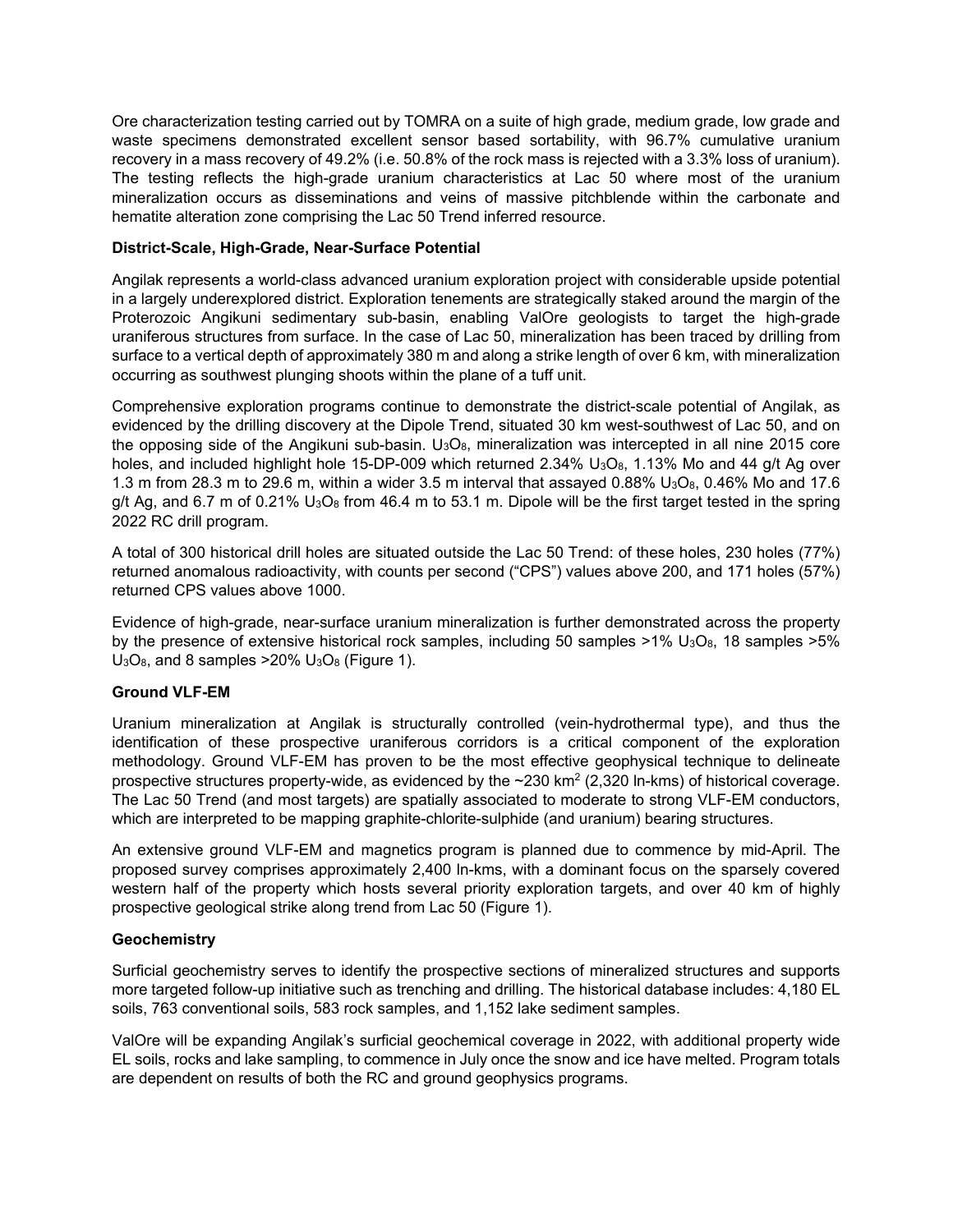Ore characterization testing carried out by TOMRA on a suite of high grade, medium grade, low grade and waste specimens demonstrated excellent sensor based sortability, with 96.7% cumulative uranium recovery in a mass recovery of 49.2% (i.e. 50.8% of the rock mass is rejected with a 3.3% loss of uranium). The testing reflects the high-grade uranium characteristics at Lac 50 where most of the uranium mineralization occurs as disseminations and veins of massive pitchblende within the carbonate and hematite alteration zone comprising the Lac 50 Trend inferred resource.

**District-Scale, High-Grade, Near-Surface Potential**

Angilak represents a world-class advanced uranium exploration project with considerable upside potential in a largely underexplored district. Exploration tenements are strategically staked around the margin of the Proterozoic Angikuni sedimentary sub-basin, enabling ValOre geologists to target the high-grade uraniferous structures from surface. In the case of Lac 50, mineralization has been traced by drilling from surface to a vertical depth of approximately 380 m and along a strike length of over 6 km, with mineralization occurring as southwest plunging shoots within the plane of a tuff unit.

Comprehensive exploration programs continue to demonstrate the district-scale potential of Angilak, as evidenced by the drilling discovery at the Dipole Trend, situated 30 km west-southwest of Lac 50, and on the opposing side of the Angikuni sub-basin. $U_3O_8$, mineralization was intercepted in all nine 2015 core holes, and included highlight hole 15-DP-009 which returned 2.34% $U_3O_8$, 1.13% Mo and 44 g/t Ag over 1.3 m from 28.3 m to 29.6 m, within a wider 3.5 m interval that assayed 0.88% $U_3O_8$, 0.46% Mo and 17.6 g/t Ag, and 6.7 m of 0.21% $U_3O_8$ from 46.4 m to 53.1 m. Dipole will be the first target tested in the spring 2022 RC drill program.

A total of 300 historical drill holes are situated outside the Lac 50 Trend: of these holes, 230 holes (77%) returned anomalous radioactivity, with counts per second ("CPS") values above 200, and 171 holes (57%) returned CPS values above 1000.

Evidence of high-grade, near-surface uranium mineralization is further demonstrated across the property by the presence of extensive historical rock samples, including 50 samples >1% $U_3O_8$, 18 samples >5% $U_3O_8$, and 8 samples >20% $U_3O_8$ (Figure 1).

**Ground VLF-EM**

Uranium mineralization at Angilak is structurally controlled (vein-hydrothermal type), and thus the identification of these prospective uraniferous corridors is a critical component of the exploration methodology. Ground VLF-EM has proven to be the most effective geophysical technique to delineate prospective structures property-wide, as evidenced by the ~230 km$^2$ (2,320 ln-kms) of historical coverage. The Lac 50 Trend (and most targets) are spatially associated to moderate to strong VLF-EM conductors, which are interpreted to be mapping graphite-chlorite-sulphide (and uranium) bearing structures.

An extensive ground VLF-EM and magnetics program is planned due to commence by mid-April. The proposed survey comprises approximately 2,400 ln-kms, with a dominant focus on the sparsely covered western half of the property which hosts several priority exploration targets, and over 40 km of highly prospective geological strike along trend from Lac 50 (Figure 1).

**Geochemistry**

Surficial geochemistry serves to identify the prospective sections of mineralized structures and supports more targeted follow-up initiative such as trenching and drilling. The historical database includes: 4,180 EL soils, 763 conventional soils, 583 rock samples, and 1,152 lake sediment samples.

ValOre will be expanding Angilak's surficial geochemical coverage in 2022, with additional property wide EL soils, rocks and lake sampling, to commence in July once the snow and ice have melted. Program totals are dependent on results of both the RC and ground geophysics programs.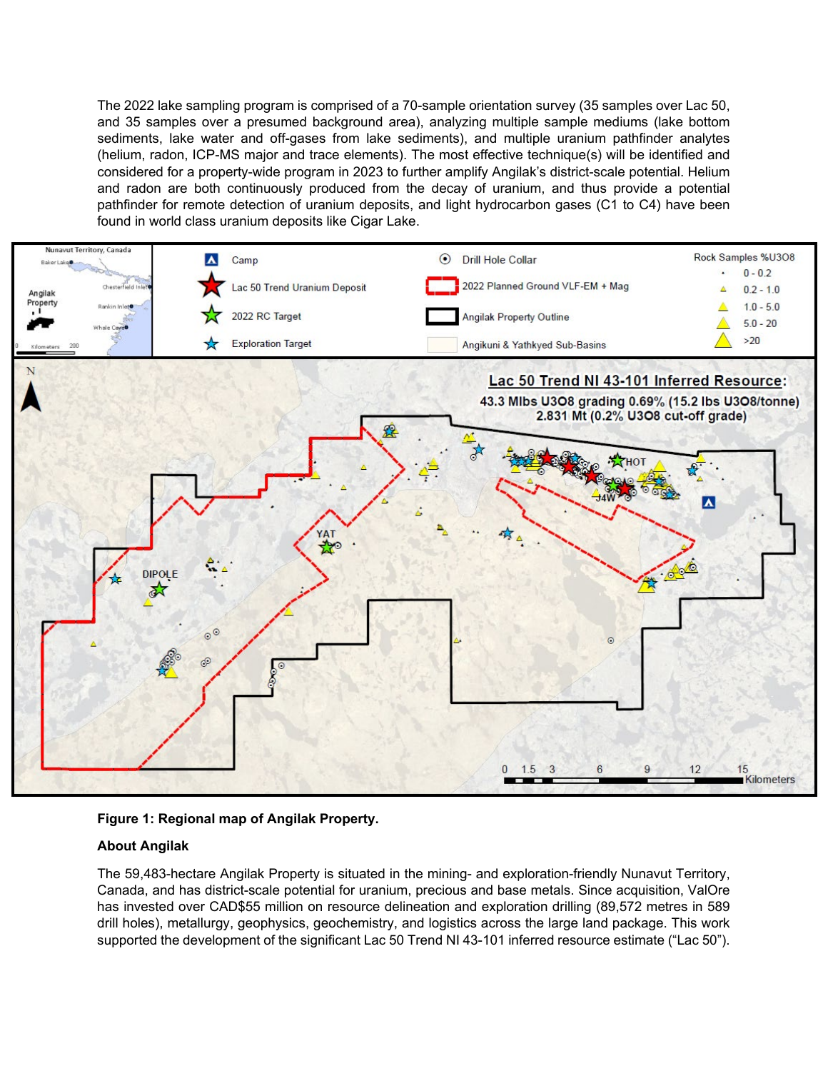The 2022 lake sampling program is comprised of a 70-sample orientation survey (35 samples over Lac 50, and 35 samples over a presumed background area), analyzing multiple sample mediums (lake bottom sediments, lake water and off-gases from lake sediments), and multiple uranium pathfinder analytes (helium, radon, ICP-MS major and trace elements). The most effective technique(s) will be identified and considered for a property-wide program in 2023 to further amplify Angilak's district-scale potential. Helium and radon are both continuously produced from the decay of uranium, and thus provide a potential pathfinder for remote detection of uranium deposits, and light hydrocarbon gases (C1 to C4) have been found in world class uranium deposits like Cigar Lake.

**Figure 1: Regional map of Angilak Property.**

**About Angilak**

The 59,483-hectare Angilak Property is situated in the mining- and exploration-friendly Nunavut Territory, Canada, and has district-scale potential for uranium, precious and base metals. Since acquisition, ValOre has invested over CAD$55 million on resource delineation and exploration drilling (89,572 metres in 589 drill holes), metallurgy, geophysics, geochemistry, and logistics across the large land package. This work supported the development of the significant Lac 50 Trend NI 43-101 inferred resource estimate ("Lac 50").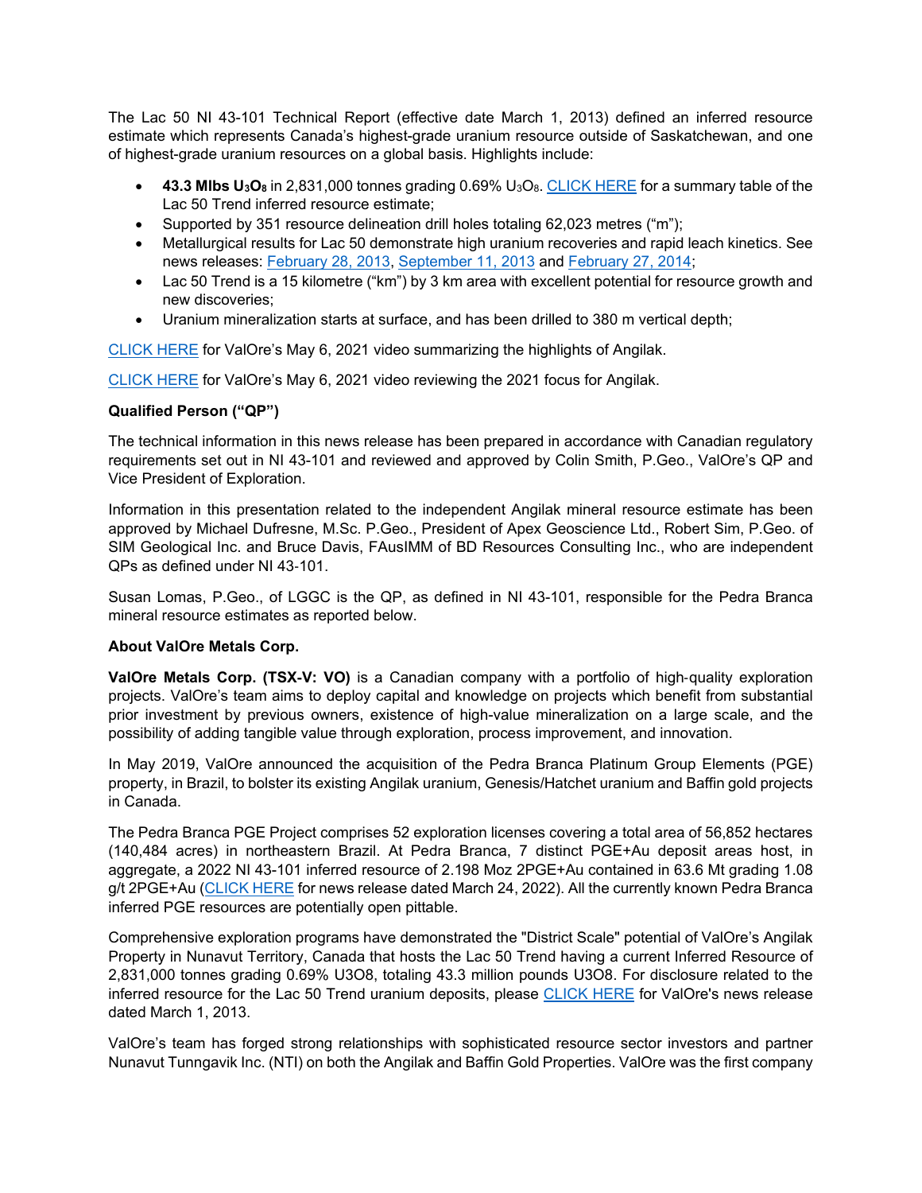The Lac 50 NI 43-101 Technical Report (effective date March 1, 2013) defined an inferred resource estimate which represents Canada's highest-grade uranium resource outside of Saskatchewan, and one of highest-grade uranium resources on a global basis. Highlights include:

- **43.3 Mlbs $U_3O_8$** in 2,831,000 tonnes grading 0.69% $U_3O_8$. CLICK HERE for a summary table of the Lac 50 Trend inferred resource estimate;
- Supported by 351 resource delineation drill holes totaling 62,023 metres ("m");
- Metallurgical results for Lac 50 demonstrate high uranium recoveries and rapid leach kinetics. See news releases: February 28, 2013, September 11, 2013 and February 27, 2014;
- Lac 50 Trend is a 15 kilometre ("km") by 3 km area with excellent potential for resource growth and new discoveries;
- Uranium mineralization starts at surface, and has been drilled to 380 m vertical depth;

CLICK HERE for ValOre's May 6, 2021 video summarizing the highlights of Angilak.

CLICK HERE for ValOre's May 6, 2021 video reviewing the 2021 focus for Angilak.

**Qualified Person ("QP")**

The technical information in this news release has been prepared in accordance with Canadian regulatory requirements set out in NI 43-101 and reviewed and approved by Colin Smith, P.Geo., ValOre's QP and Vice President of Exploration.

Information in this presentation related to the independent Angilak mineral resource estimate has been approved by Michael Dufresne, M.Sc. P.Geo., President of Apex Geoscience Ltd., Robert Sim, P.Geo. of SIM Geological Inc. and Bruce Davis, FAusIMM of BD Resources Consulting Inc., who are independent QPs as defined under NI 43-101.

Susan Lomas, P.Geo., of LGGC is the QP, as defined in NI 43-101, responsible for the Pedra Branca mineral resource estimates as reported below.

**About ValOre Metals Corp.**

**ValOre Metals Corp. (TSX-V: VO)** is a Canadian company with a portfolio of high-quality exploration projects. ValOre's team aims to deploy capital and knowledge on projects which benefit from substantial prior investment by previous owners, existence of high-value mineralization on a large scale, and the possibility of adding tangible value through exploration, process improvement, and innovation.

In May 2019, ValOre announced the acquisition of the Pedra Branca Platinum Group Elements (PGE) property, in Brazil, to bolster its existing Angilak uranium, Genesis/Hatchet uranium and Baffin gold projects in Canada.

The Pedra Branca PGE Project comprises 52 exploration licenses covering a total area of 56,852 hectares (140,484 acres) in northeastern Brazil. At Pedra Branca, 7 distinct PGE+Au deposit areas host, in aggregate, a 2022 NI 43-101 inferred resource of 2.198 Moz 2PGE+Au contained in 63.6 Mt grading 1.08 g/t 2PGE+Au (CLICK HERE for news release dated March 24, 2022). All the currently known Pedra Branca inferred PGE resources are potentially open pittable.

Comprehensive exploration programs have demonstrated the "District Scale" potential of ValOre's Angilak Property in Nunavut Territory, Canada that hosts the Lac 50 Trend having a current Inferred Resource of 2,831,000 tonnes grading 0.69% U3O8, totaling 43.3 million pounds U3O8. For disclosure related to the inferred resource for the Lac 50 Trend uranium deposits, please CLICK HERE for ValOre's news release dated March 1, 2013.

ValOre's team has forged strong relationships with sophisticated resource sector investors and partner Nunavut Tunngavik Inc. (NTI) on both the Angilak and Baffin Gold Properties. ValOre was the first company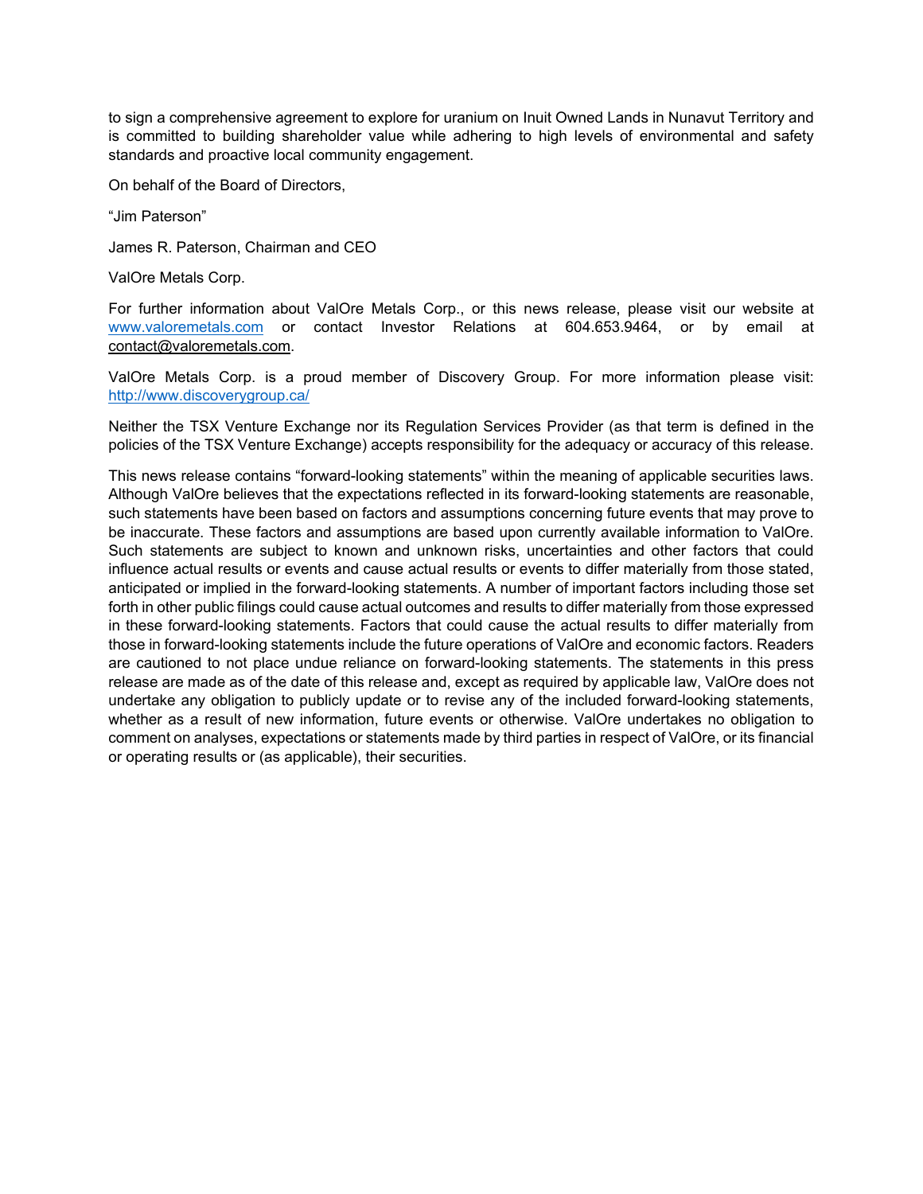to sign a comprehensive agreement to explore for uranium on Inuit Owned Lands in Nunavut Territory and is committed to building shareholder value while adhering to high levels of environmental and safety standards and proactive local community engagement.

On behalf of the Board of Directors,

"Jim Paterson"

James R. Paterson, Chairman and CEO

ValOre Metals Corp.

For further information about ValOre Metals Corp., or this news release, please visit our website at www.valoremetals.com or contact Investor Relations at 604.653.9464, or by email at contact@valoremetals.com.

ValOre Metals Corp. is a proud member of Discovery Group. For more information please visit: http://www.discoverygroup.ca/

Neither the TSX Venture Exchange nor its Regulation Services Provider (as that term is defined in the policies of the TSX Venture Exchange) accepts responsibility for the adequacy or accuracy of this release.

This news release contains "forward-looking statements" within the meaning of applicable securities laws. Although ValOre believes that the expectations reflected in its forward-looking statements are reasonable, such statements have been based on factors and assumptions concerning future events that may prove to be inaccurate. These factors and assumptions are based upon currently available information to ValOre. Such statements are subject to known and unknown risks, uncertainties and other factors that could influence actual results or events and cause actual results or events to differ materially from those stated, anticipated or implied in the forward-looking statements. A number of important factors including those set forth in other public filings could cause actual outcomes and results to differ materially from those expressed in these forward-looking statements. Factors that could cause the actual results to differ materially from those in forward-looking statements include the future operations of ValOre and economic factors. Readers are cautioned to not place undue reliance on forward-looking statements. The statements in this press release are made as of the date of this release and, except as required by applicable law, ValOre does not undertake any obligation to publicly update or to revise any of the included forward-looking statements, whether as a result of new information, future events or otherwise. ValOre undertakes no obligation to comment on analyses, expectations or statements made by third parties in respect of ValOre, or its financial or operating results or (as applicable), their securities.